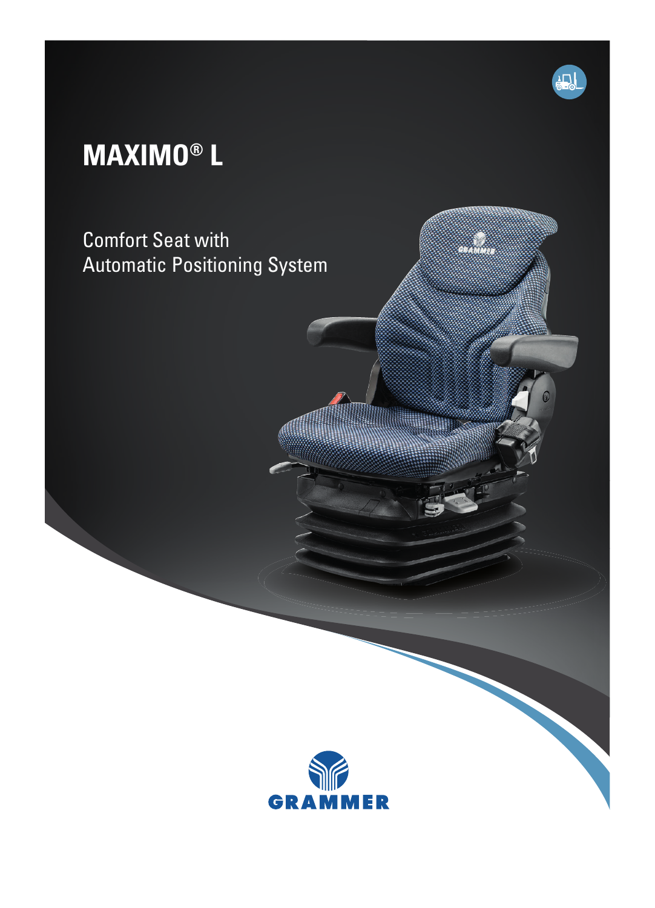# MAXIMO® L

Comfort Seat with
Automatic Positioning System

GRAMMER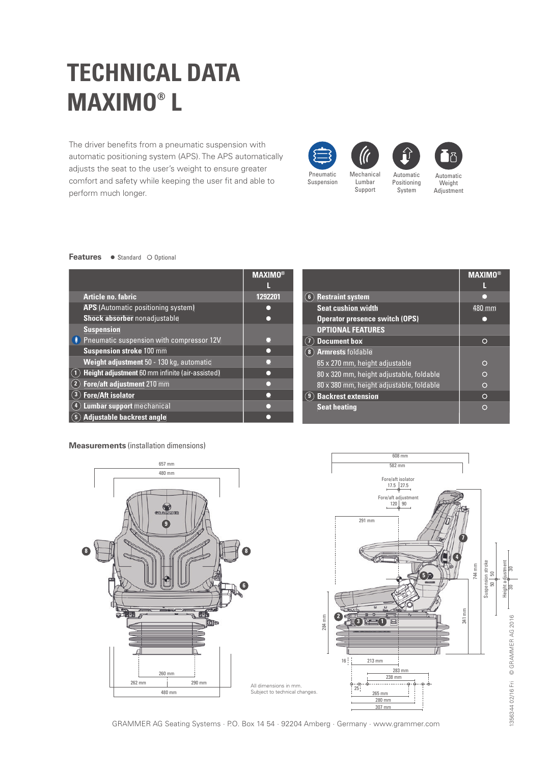# TECHNICAL DATA MAXIMO® L

The driver benefits from a pneumatic suspension with automatic positioning system (APS). The APS automatically adjusts the seat to the user's weight to ensure greater comfort and safety while keeping the user fit and able to perform much longer.

Pneumatic Suspension · Mechanical Lumbar Support · Automatic Positioning System · Automatic Weight Adjustment

**Features** ● Standard ○ Optional

| | MAXIMO® L |
|---|---|
| **Article no. fabric** | 1292201 |
| **APS** (Automatic positioning system) | ● |
| **Shock absorber** nonadjustable | ● |
| **Suspension** | |
| Pneumatic suspension with compressor 12V | ● |
| **Suspension stroke** 100 mm | ● |
| **Weight adjustment** 50 - 130 kg, automatic | ● |
| (1) **Height adjustment** 60 mm infinite (air-assisted) | ● |
| (2) **Fore/aft adjustment** 210 mm | ● |
| (3) **Fore/Aft isolator** | ● |
| (4) **Lumbar support** mechanical | ● |
| (5) **Adjustable backrest angle** | ● |

| | MAXIMO® L |
|---|---|
| (6) **Restraint system** | ● |
| **Seat cushion width** | 480 mm |
| **Operator presence switch (OPS)** | ● |
| **OPTIONAL FEATURES** | |
| (7) **Document box** | ○ |
| (8) **Armrests** foldable | |
| 65 x 270 mm, height adjustable | ○ |
| 80 x 320 mm, height adjustable, foldable | ○ |
| 80 x 380 mm, height adjustable, foldable | ○ |
| (9) **Backrest extension** | ○ |
| **Seat heating** | ○ |

**Measurements** (installation dimensions)

657 mm
480 mm
260 mm
262 mm
290 mm
480 mm

608 mm
582 mm
Fore/aft isolator
17.5 27.5
Fore/aft adjustment
120 90
291 mm
744 mm
Suspension stroke 50 50
Height adjustment 30 30
284 mm
341 mm
16
213 mm
283 mm
238 mm
25
265 mm
280 mm
307 mm

All dimensions in mm.
Subject to technical changes.

1356344 02/16 Fri © GRAMMER AG 2016

GRAMMER AG Seating Systems · P.O. Box 14 54 · 92204 Amberg · Germany · www.grammer.com